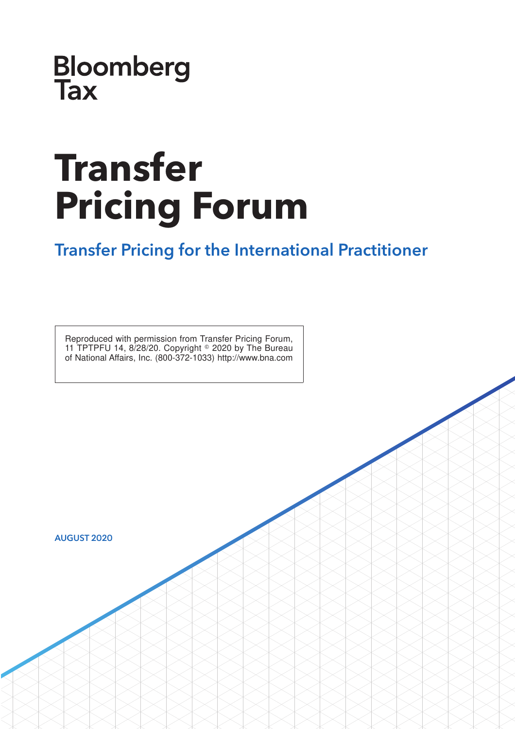Bloomberg Tax

# Transfer Pricing Forum

## Transfer Pricing for the International Practitioner

Reproduced with permission from Transfer Pricing Forum, 11 TPTPFU 14, 8/28/20. Copyright © 2020 by The Bureau of National Affairs, Inc. (800-372-1033) http://www.bna.com

AUGUST 2020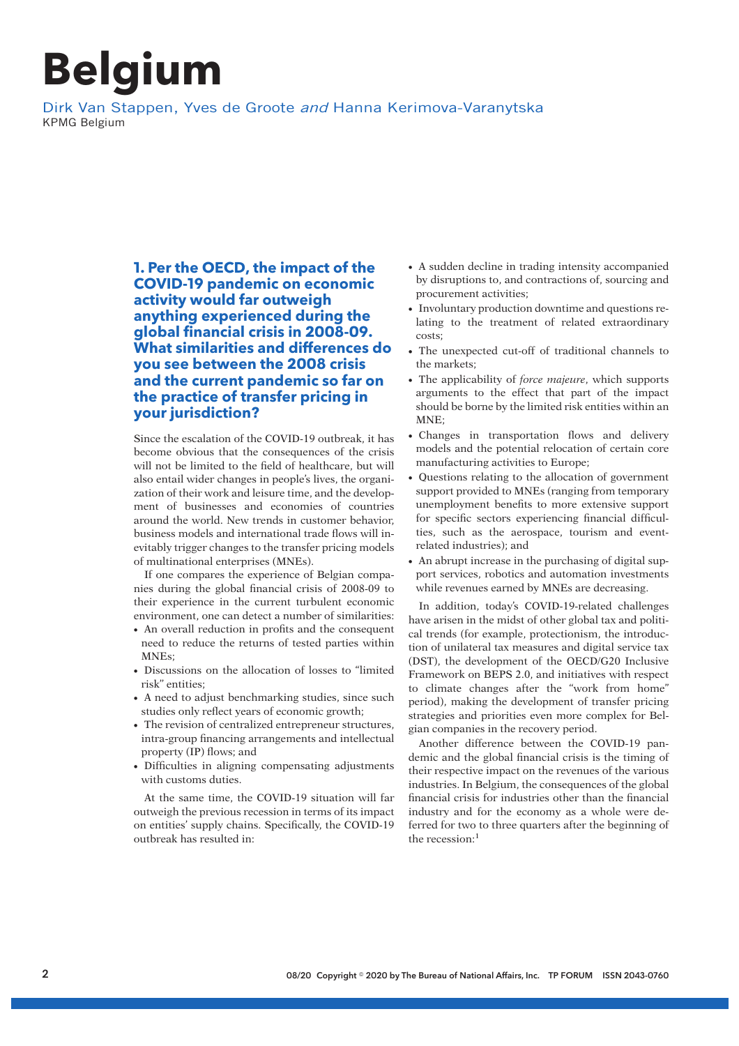# Belgium

Dirk Van Stappen, Yves de Groote *and* Hanna Kerimova-Varanytska
KPMG Belgium

## 1. Per the OECD, the impact of the COVID-19 pandemic on economic activity would far outweigh anything experienced during the global financial crisis in 2008-09. What similarities and differences do you see between the 2008 crisis and the current pandemic so far on the practice of transfer pricing in your jurisdiction?

Since the escalation of the COVID-19 outbreak, it has become obvious that the consequences of the crisis will not be limited to the field of healthcare, but will also entail wider changes in people's lives, the organization of their work and leisure time, and the development of businesses and economies of countries around the world. New trends in customer behavior, business models and international trade flows will inevitably trigger changes to the transfer pricing models of multinational enterprises (MNEs).

If one compares the experience of Belgian companies during the global financial crisis of 2008-09 to their experience in the current turbulent economic environment, one can detect a number of similarities:

- An overall reduction in profits and the consequent need to reduce the returns of tested parties within MNEs;
- Discussions on the allocation of losses to "limited risk" entities;
- A need to adjust benchmarking studies, since such studies only reflect years of economic growth;
- The revision of centralized entrepreneur structures, intra-group financing arrangements and intellectual property (IP) flows; and
- Difficulties in aligning compensating adjustments with customs duties.

At the same time, the COVID-19 situation will far outweigh the previous recession in terms of its impact on entities' supply chains. Specifically, the COVID-19 outbreak has resulted in:

- A sudden decline in trading intensity accompanied by disruptions to, and contractions of, sourcing and procurement activities;
- Involuntary production downtime and questions relating to the treatment of related extraordinary costs;
- The unexpected cut-off of traditional channels to the markets;
- The applicability of *force majeure*, which supports arguments to the effect that part of the impact should be borne by the limited risk entities within an MNE;
- Changes in transportation flows and delivery models and the potential relocation of certain core manufacturing activities to Europe;
- Questions relating to the allocation of government support provided to MNEs (ranging from temporary unemployment benefits to more extensive support for specific sectors experiencing financial difficulties, such as the aerospace, tourism and event-related industries); and
- An abrupt increase in the purchasing of digital support services, robotics and automation investments while revenues earned by MNEs are decreasing.

In addition, today's COVID-19-related challenges have arisen in the midst of other global tax and political trends (for example, protectionism, the introduction of unilateral tax measures and digital service tax (DST), the development of the OECD/G20 Inclusive Framework on BEPS 2.0, and initiatives with respect to climate changes after the "work from home" period), making the development of transfer pricing strategies and priorities even more complex for Belgian companies in the recovery period.

Another difference between the COVID-19 pandemic and the global financial crisis is the timing of their respective impact on the revenues of the various industries. In Belgium, the consequences of the global financial crisis for industries other than the financial industry and for the economy as a whole were deferred for two to three quarters after the beginning of the recession:[1]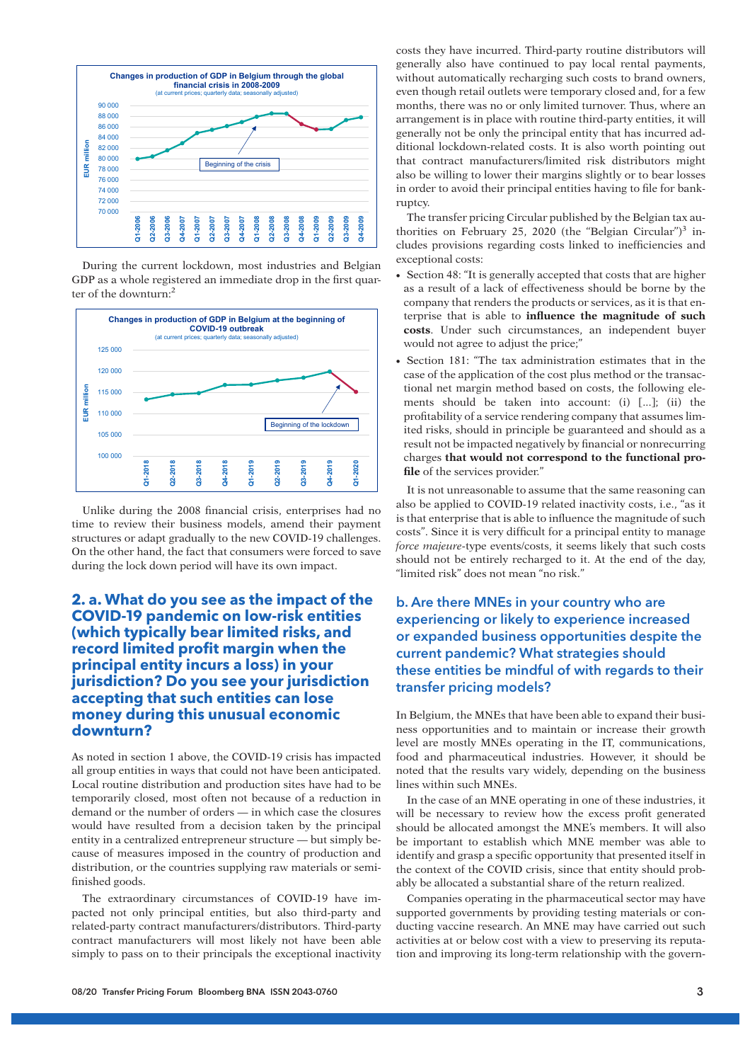**Changes in production of GDP in Belgium through the global financial crisis in 2008-2009**
(at current prices; quarterly data; seasonally adjusted)

During the current lockdown, most industries and Belgian GDP as a whole registered an immediate drop in the first quarter of the downturn:[2]

**Changes in production of GDP in Belgium at the beginning of COVID-19 outbreak**
(at current prices; quarterly data; seasonally adjusted)

Unlike during the 2008 financial crisis, enterprises had no time to review their business models, amend their payment structures or adapt gradually to the new COVID-19 challenges. On the other hand, the fact that consumers were forced to save during the lock down period will have its own impact.

## 2. a. What do you see as the impact of the COVID-19 pandemic on low-risk entities (which typically bear limited risks, and record limited profit margin when the principal entity incurs a loss) in your jurisdiction? Do you see your jurisdiction accepting that such entities can lose money during this unusual economic downturn?

As noted in section 1 above, the COVID-19 crisis has impacted all group entities in ways that could not have been anticipated. Local routine distribution and production sites have had to be temporarily closed, most often not because of a reduction in demand or the number of orders — in which case the closures would have resulted from a decision taken by the principal entity in a centralized entrepreneur structure — but simply because of measures imposed in the country of production and distribution, or the countries supplying raw materials or semi-finished goods.

The extraordinary circumstances of COVID-19 have impacted not only principal entities, but also third-party and related-party contract manufacturers/distributors. Third-party contract manufacturers will most likely not have been able simply to pass on to their principals the exceptional inactivity costs they have incurred. Third-party routine distributors will generally also have continued to pay local rental payments, without automatically recharging such costs to brand owners, even though retail outlets were temporary closed and, for a few months, there was no or only limited turnover. Thus, where an arrangement is in place with routine third-party entities, it will generally not be only the principal entity that has incurred additional lockdown-related costs. It is also worth pointing out that contract manufacturers/limited risk distributors might also be willing to lower their margins slightly or to bear losses in order to avoid their principal entities having to file for bankruptcy.

The transfer pricing Circular published by the Belgian tax authorities on February 25, 2020 (the "Belgian Circular")[3] includes provisions regarding costs linked to inefficiencies and exceptional costs:

- Section 48: "It is generally accepted that costs that are higher as a result of a lack of effectiveness should be borne by the company that renders the products or services, as it is that enterprise that is able to **influence the magnitude of such costs**. Under such circumstances, an independent buyer would not agree to adjust the price;"
- Section 181: "The tax administration estimates that in the case of the application of the cost plus method or the transactional net margin method based on costs, the following elements should be taken into account: (i) [...]; (ii) the profitability of a service rendering company that assumes limited risks, should in principle be guaranteed and should as a result not be impacted negatively by financial or nonrecurring charges **that would not correspond to the functional profile** of the services provider."

It is not unreasonable to assume that the same reasoning can also be applied to COVID-19 related inactivity costs, i.e., "as it is that enterprise that is able to influence the magnitude of such costs". Since it is very difficult for a principal entity to manage *force majeure*-type events/costs, it seems likely that such costs should not be entirely recharged to it. At the end of the day, "limited risk" does not mean "no risk."

## b. Are there MNEs in your country who are experiencing or likely to experience increased or expanded business opportunities despite the current pandemic? What strategies should these entities be mindful of with regards to their transfer pricing models?

In Belgium, the MNEs that have been able to expand their business opportunities and to maintain or increase their growth level are mostly MNEs operating in the IT, communications, food and pharmaceutical industries. However, it should be noted that the results vary widely, depending on the business lines within such MNEs.

In the case of an MNE operating in one of these industries, it will be necessary to review how the excess profit generated should be allocated amongst the MNE's members. It will also be important to establish which MNE member was able to identify and grasp a specific opportunity that presented itself in the context of the COVID crisis, since that entity should probably be allocated a substantial share of the return realized.

Companies operating in the pharmaceutical sector may have supported governments by providing testing materials or conducting vaccine research. An MNE may have carried out such activities at or below cost with a view to preserving its reputation and improving its long-term relationship with the govern-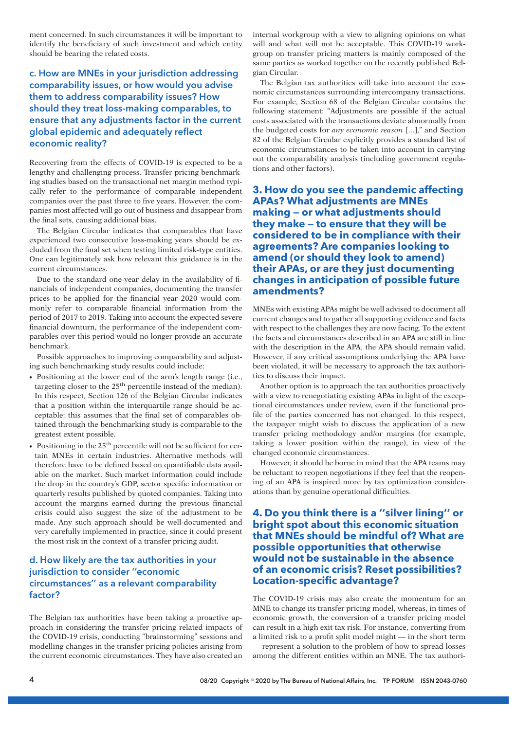ment concerned. In such circumstances it will be important to identify the beneficiary of such investment and which entity should be bearing the related costs.

### c. How are MNEs in your jurisdiction addressing comparability issues, or how would you advise them to address comparability issues? How should they treat loss-making comparables, to ensure that any adjustments factor in the current global epidemic and adequately reflect economic reality?

Recovering from the effects of COVID-19 is expected to be a lengthy and challenging process. Transfer pricing benchmarking studies based on the transactional net margin method typically refer to the performance of comparable independent companies over the past three to five years. However, the companies most affected will go out of business and disappear from the final sets, causing additional bias.

The Belgian Circular indicates that comparables that have experienced two consecutive loss-making years should be excluded from the final set when testing limited risk-type entities. One can legitimately ask how relevant this guidance is in the current circumstances.

Due to the standard one-year delay in the availability of financials of independent companies, documenting the transfer prices to be applied for the financial year 2020 would commonly refer to comparable financial information from the period of 2017 to 2019. Taking into account the expected severe financial downturn, the performance of the independent comparables over this period would no longer provide an accurate benchmark.

Possible approaches to improving comparability and adjusting such benchmarking study results could include:

- Positioning at the lower end of the arm's length range (i.e., targeting closer to the 25th percentile instead of the median). In this respect, Section 126 of the Belgian Circular indicates that a position within the interquartile range should be acceptable: this assumes that the final set of comparables obtained through the benchmarking study is comparable to the greatest extent possible.
- Positioning in the 25th percentile will not be sufficient for certain MNEs in certain industries. Alternative methods will therefore have to be defined based on quantifiable data available on the market. Such market information could include the drop in the country's GDP, sector specific information or quarterly results published by quoted companies. Taking into account the margins earned during the previous financial crisis could also suggest the size of the adjustment to be made. Any such approach should be well-documented and very carefully implemented in practice, since it could present the most risk in the context of a transfer pricing audit.

### d. How likely are the tax authorities in your jurisdiction to consider "economic circumstances" as a relevant comparability factor?

The Belgian tax authorities have been taking a proactive approach in considering the transfer pricing related impacts of the COVID-19 crisis, conducting "brainstorming" sessions and modelling changes in the transfer pricing policies arising from the current economic circumstances. They have also created an internal workgroup with a view to aligning opinions on what will and what will not be acceptable. This COVID-19 workgroup on transfer pricing matters is mainly composed of the same parties as worked together on the recently published Belgian Circular.

The Belgian tax authorities will take into account the economic circumstances surrounding intercompany transactions. For example, Section 68 of the Belgian Circular contains the following statement: "Adjustments are possible if the actual costs associated with the transactions deviate abnormally from the budgeted costs for *any economic reason* [...]," and Section 82 of the Belgian Circular explicitly provides a standard list of economic circumstances to be taken into account in carrying out the comparability analysis (including government regulations and other factors).

## 3. How do you see the pandemic affecting APAs? What adjustments are MNEs making — or what adjustments should they make — to ensure that they will be considered to be in compliance with their agreements? Are companies looking to amend (or should they look to amend) their APAs, or are they just documenting changes in anticipation of possible future amendments?

MNEs with existing APAs might be well advised to document all current changes and to gather all supporting evidence and facts with respect to the challenges they are now facing. To the extent the facts and circumstances described in an APA are still in line with the description in the APA, the APA should remain valid. However, if any critical assumptions underlying the APA have been violated, it will be necessary to approach the tax authorities to discuss their impact.

Another option is to approach the tax authorities proactively with a view to renegotiating existing APAs in light of the exceptional circumstances under review, even if the functional profile of the parties concerned has not changed. In this respect, the taxpayer might wish to discuss the application of a new transfer pricing methodology and/or margins (for example, taking a lower position within the range), in view of the changed economic circumstances.

However, it should be borne in mind that the APA teams may be reluctant to reopen negotiations if they feel that the reopening of an APA is inspired more by tax optimization considerations than by genuine operational difficulties.

## 4. Do you think there is a "silver lining" or bright spot about this economic situation that MNEs should be mindful of? What are possible opportunities that otherwise would not be sustainable in the absence of an economic crisis? Reset possibilities? Location-specific advantage?

The COVID-19 crisis may also create the momentum for an MNE to change its transfer pricing model, whereas, in times of economic growth, the conversion of a transfer pricing model can result in a high exit tax risk. For instance, converting from a limited risk to a profit split model might — in the short term — represent a solution to the problem of how to spread losses among the different entities within an MNE. The tax authori-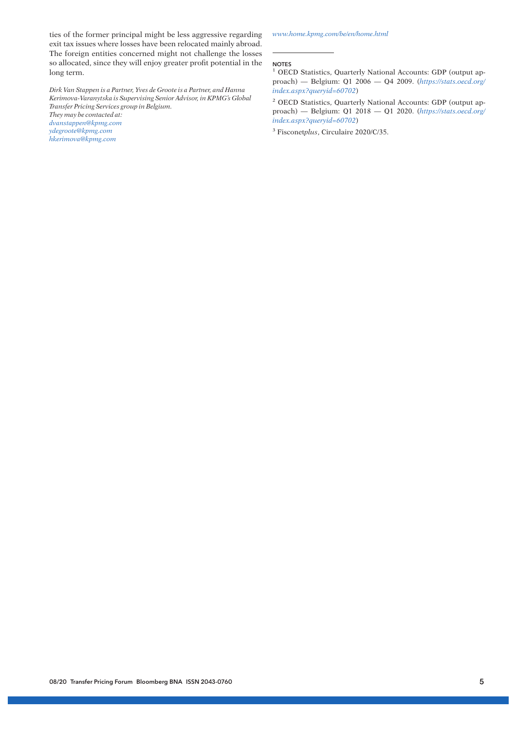ties of the former principal might be less aggressive regarding exit tax issues where losses have been relocated mainly abroad. The foreign entities concerned might not challenge the losses so allocated, since they will enjoy greater profit potential in the long term.

*Dirk Van Stappen is a Partner, Yves de Groote is a Partner, and Hanna Kerimova-Varanytska is Supervising Senior Advisor, in KPMG's Global Transfer Pricing Services group in Belgium.*
*They may be contacted at:*
*dvanstappen@kpmg.com*
*ydegroote@kpmg.com*
*hkerimova@kpmg.com*
*www.home.kpmg.com/be/en/home.html*

---

**NOTES**

[1] OECD Statistics, Quarterly National Accounts: GDP (output approach) — Belgium: Q1 2006 — Q4 2009. (*https://stats.oecd.org/index.aspx?queryid=60702*)

[2] OECD Statistics, Quarterly National Accounts: GDP (output approach) — Belgium: Q1 2018 — Q1 2020. (*https://stats.oecd.org/index.aspx?queryid=60702*)

[3] Fisconet*plus*, Circulaire 2020/C/35.